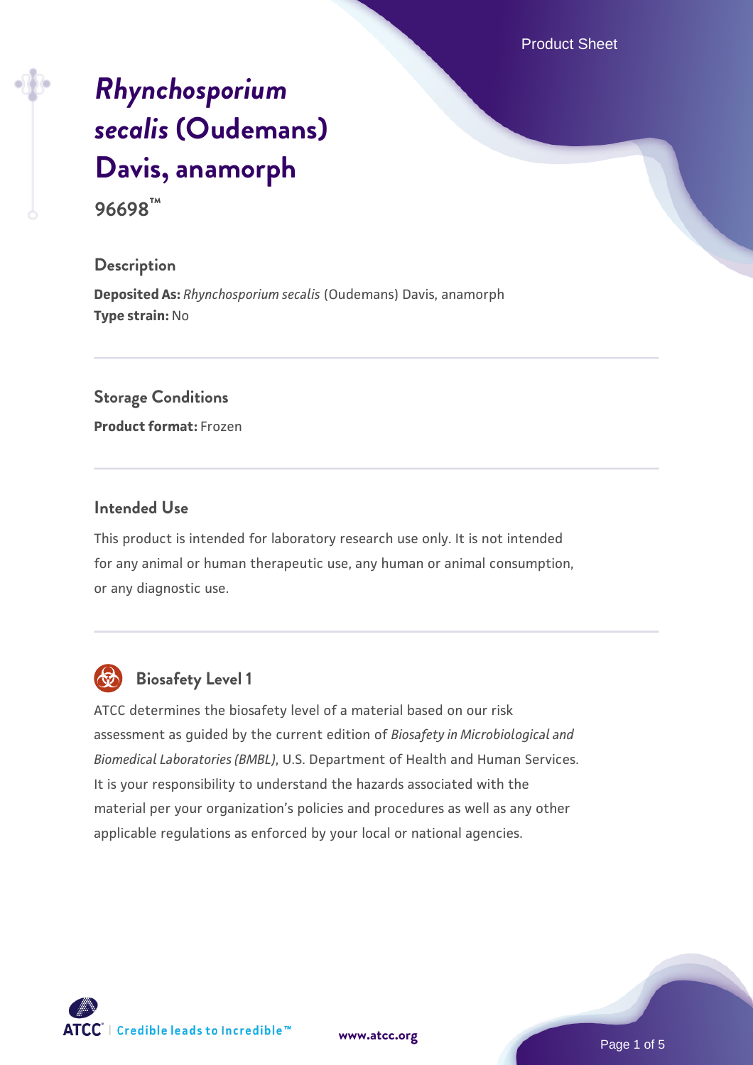# *Rhynchosporium secalis* (Oudemans) Davis, anamorph

**96698™**

## Description

**Deposited As:** *Rhynchosporium secalis* (Oudemans) Davis, anamorph
**Type strain:** No

## Storage Conditions

**Product format:** Frozen

## Intended Use

This product is intended for laboratory research use only. It is not intended for any animal or human therapeutic use, any human or animal consumption, or any diagnostic use.

## Biosafety Level 1

ATCC determines the biosafety level of a material based on our risk assessment as guided by the current edition of *Biosafety in Microbiological and Biomedical Laboratories (BMBL)*, U.S. Department of Health and Human Services. It is your responsibility to understand the hazards associated with the material per your organization's policies and procedures as well as any other applicable regulations as enforced by your local or national agencies.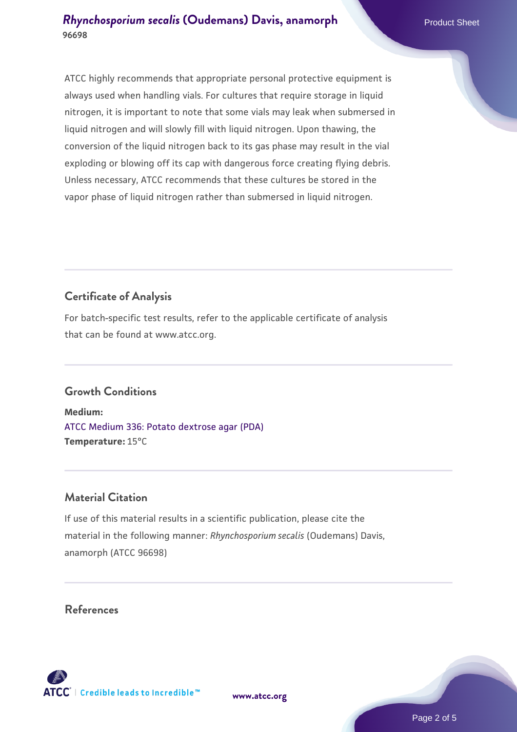ATCC highly recommends that appropriate personal protective equipment is always used when handling vials. For cultures that require storage in liquid nitrogen, it is important to note that some vials may leak when submersed in liquid nitrogen and will slowly fill with liquid nitrogen. Upon thawing, the conversion of the liquid nitrogen back to its gas phase may result in the vial exploding or blowing off its cap with dangerous force creating flying debris. Unless necessary, ATCC recommends that these cultures be stored in the vapor phase of liquid nitrogen rather than submersed in liquid nitrogen.

## Certificate of Analysis

For batch-specific test results, refer to the applicable certificate of analysis that can be found at www.atcc.org.

## Growth Conditions

**Medium:**
ATCC Medium 336: Potato dextrose agar (PDA)
**Temperature:** 15°C

## Material Citation

If use of this material results in a scientific publication, please cite the material in the following manner: *Rhynchosporium secalis* (Oudemans) Davis, anamorph (ATCC 96698)

## References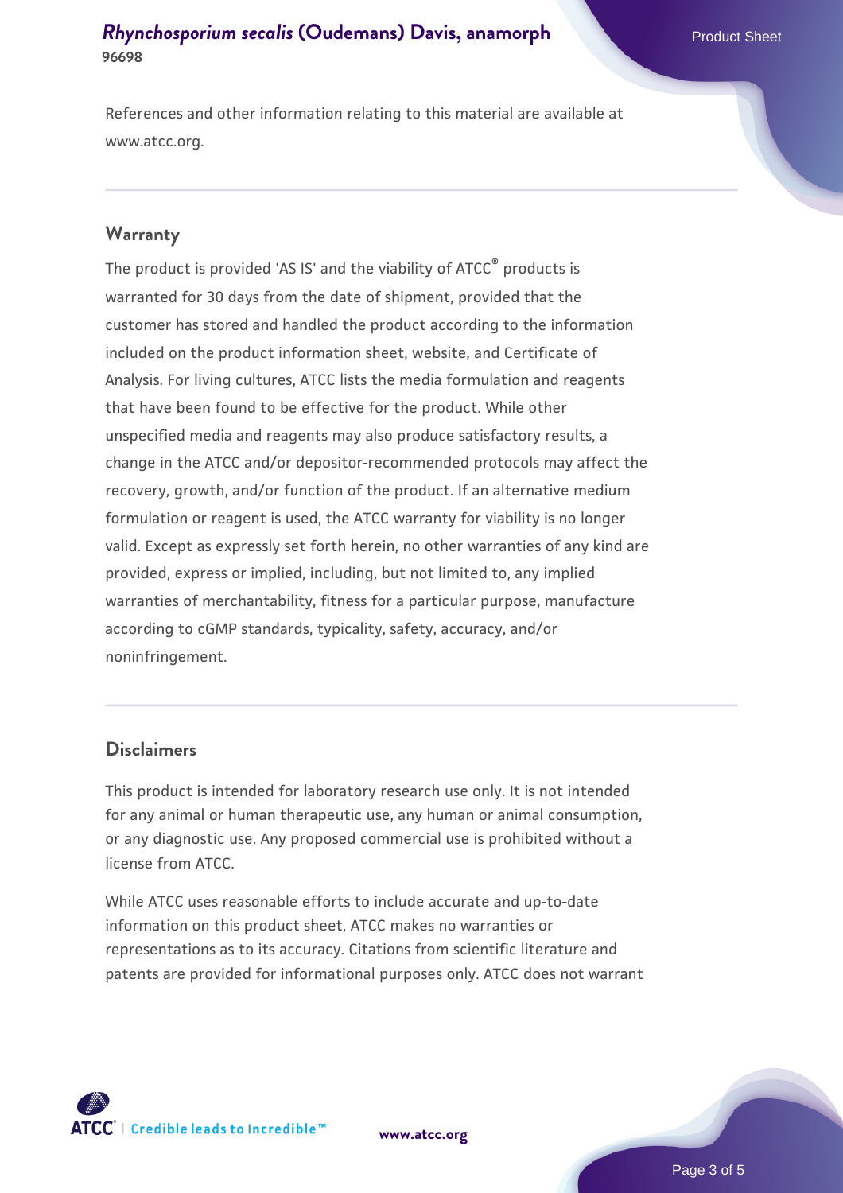References and other information relating to this material are available at www.atcc.org.

## Warranty

The product is provided 'AS IS' and the viability of ATCC® products is warranted for 30 days from the date of shipment, provided that the customer has stored and handled the product according to the information included on the product information sheet, website, and Certificate of Analysis. For living cultures, ATCC lists the media formulation and reagents that have been found to be effective for the product. While other unspecified media and reagents may also produce satisfactory results, a change in the ATCC and/or depositor-recommended protocols may affect the recovery, growth, and/or function of the product. If an alternative medium formulation or reagent is used, the ATCC warranty for viability is no longer valid. Except as expressly set forth herein, no other warranties of any kind are provided, express or implied, including, but not limited to, any implied warranties of merchantability, fitness for a particular purpose, manufacture according to cGMP standards, typicality, safety, accuracy, and/or noninfringement.

## Disclaimers

This product is intended for laboratory research use only. It is not intended for any animal or human therapeutic use, any human or animal consumption, or any diagnostic use. Any proposed commercial use is prohibited without a license from ATCC.

While ATCC uses reasonable efforts to include accurate and up-to-date information on this product sheet, ATCC makes no warranties or representations as to its accuracy. Citations from scientific literature and patents are provided for informational purposes only. ATCC does not warrant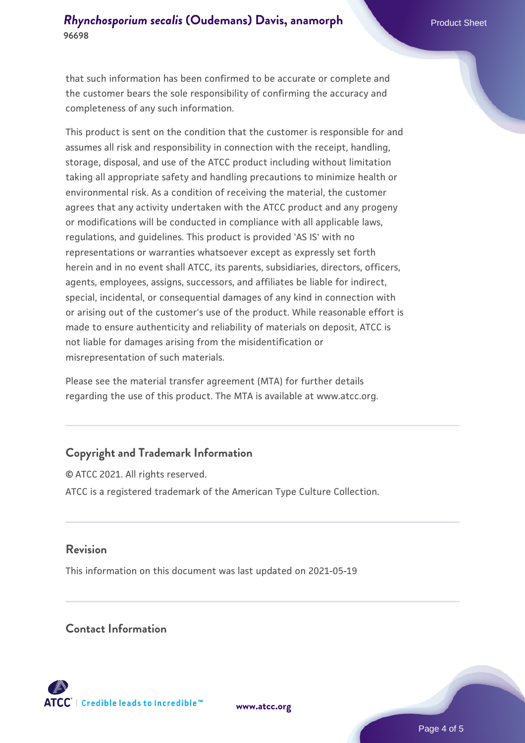that such information has been confirmed to be accurate or complete and the customer bears the sole responsibility of confirming the accuracy and completeness of any such information.

This product is sent on the condition that the customer is responsible for and assumes all risk and responsibility in connection with the receipt, handling, storage, disposal, and use of the ATCC product including without limitation taking all appropriate safety and handling precautions to minimize health or environmental risk. As a condition of receiving the material, the customer agrees that any activity undertaken with the ATCC product and any progeny or modifications will be conducted in compliance with all applicable laws, regulations, and guidelines. This product is provided 'AS IS' with no representations or warranties whatsoever except as expressly set forth herein and in no event shall ATCC, its parents, subsidiaries, directors, officers, agents, employees, assigns, successors, and affiliates be liable for indirect, special, incidental, or consequential damages of any kind in connection with or arising out of the customer's use of the product. While reasonable effort is made to ensure authenticity and reliability of materials on deposit, ATCC is not liable for damages arising from the misidentification or misrepresentation of such materials.

Please see the material transfer agreement (MTA) for further details regarding the use of this product. The MTA is available at www.atcc.org.

## Copyright and Trademark Information

© ATCC 2021. All rights reserved.

ATCC is a registered trademark of the American Type Culture Collection.

## Revision

This information on this document was last updated on 2021-05-19

## Contact Information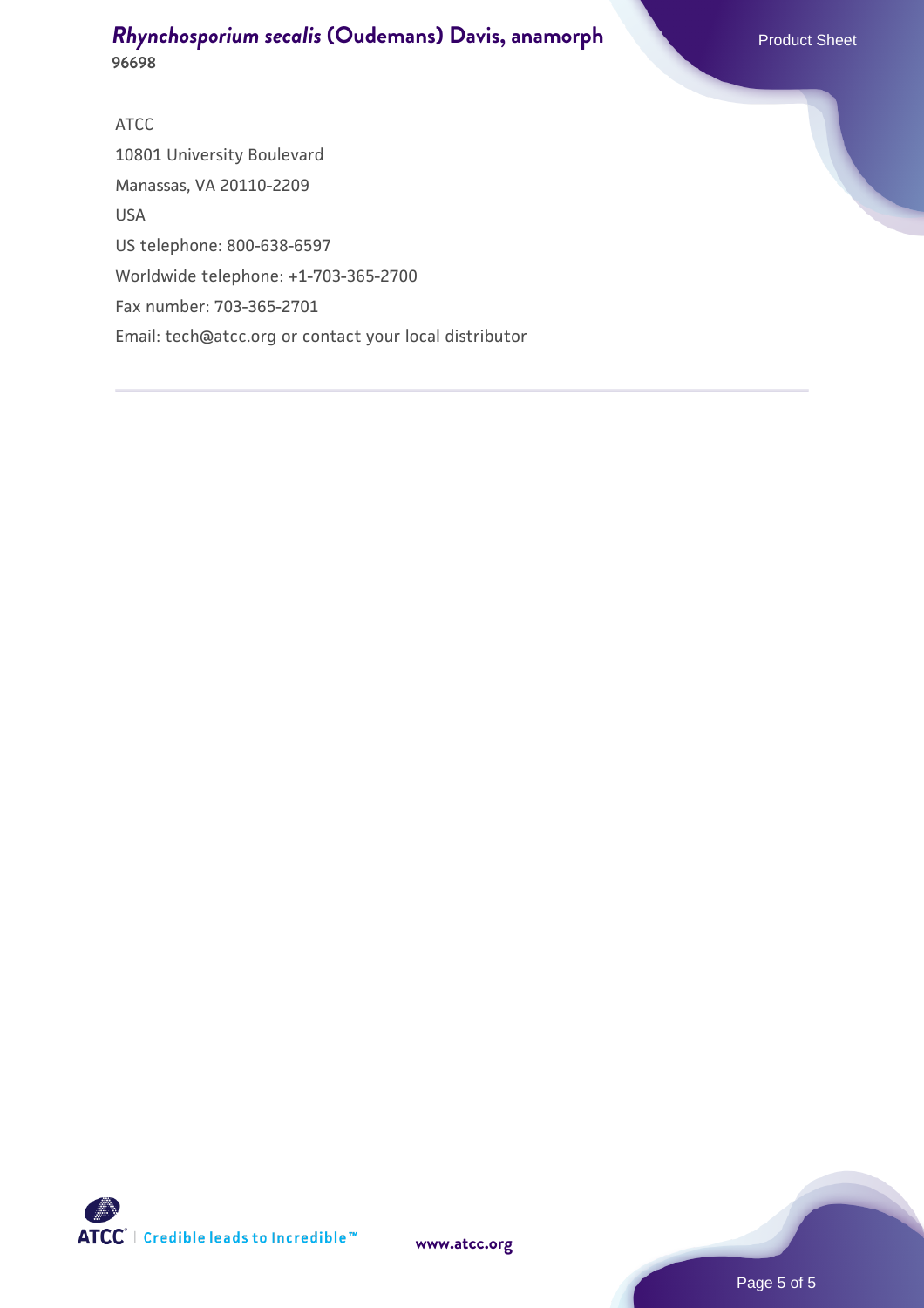ATCC

10801 University Boulevard

Manassas, VA 20110-2209

USA

US telephone: 800-638-6597

Worldwide telephone: +1-703-365-2700

Fax number: 703-365-2701

Email: tech@atcc.org or contact your local distributor